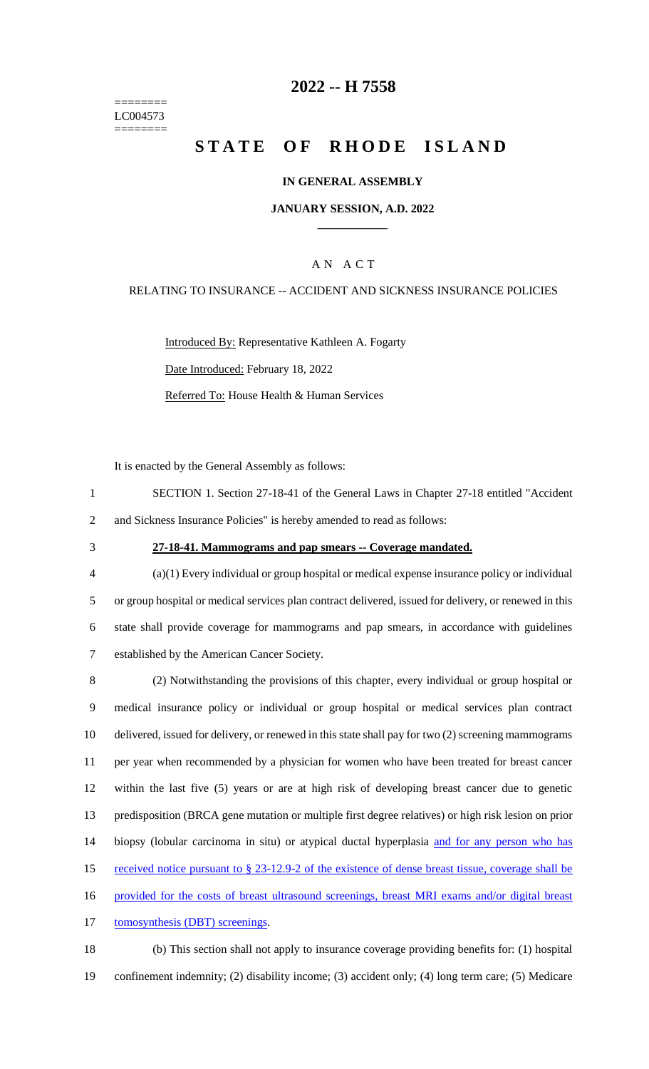========
LC004573
========

# 2022 -- H 7558

# STATE OF RHODE ISLAND

**IN GENERAL ASSEMBLY**

**JANUARY SESSION, A.D. 2022**

---

A N A C T

RELATING TO INSURANCE -- ACCIDENT AND SICKNESS INSURANCE POLICIES

Introduced By: Representative Kathleen A. Fogarty

Date Introduced: February 18, 2022

Referred To: House Health & Human Services

It is enacted by the General Assembly as follows:

SECTION 1. Section 27-18-41 of the General Laws in Chapter 27-18 entitled "Accident and Sickness Insurance Policies" is hereby amended to read as follows:

**27-18-41. Mammograms and pap smears -- Coverage mandated.**

(a)(1) Every individual or group hospital or medical expense insurance policy or individual or group hospital or medical services plan contract delivered, issued for delivery, or renewed in this state shall provide coverage for mammograms and pap smears, in accordance with guidelines established by the American Cancer Society.

(2) Notwithstanding the provisions of this chapter, every individual or group hospital or medical insurance policy or individual or group hospital or medical services plan contract delivered, issued for delivery, or renewed in this state shall pay for two (2) screening mammograms per year when recommended by a physician for women who have been treated for breast cancer within the last five (5) years or are at high risk of developing breast cancer due to genetic predisposition (BRCA gene mutation or multiple first degree relatives) or high risk lesion on prior biopsy (lobular carcinoma in situ) or atypical ductal hyperplasia and for any person who has received notice pursuant to § 23-12.9-2 of the existence of dense breast tissue, coverage shall be provided for the costs of breast ultrasound screenings, breast MRI exams and/or digital breast tomosynthesis (DBT) screenings.

(b) This section shall not apply to insurance coverage providing benefits for: (1) hospital confinement indemnity; (2) disability income; (3) accident only; (4) long term care; (5) Medicare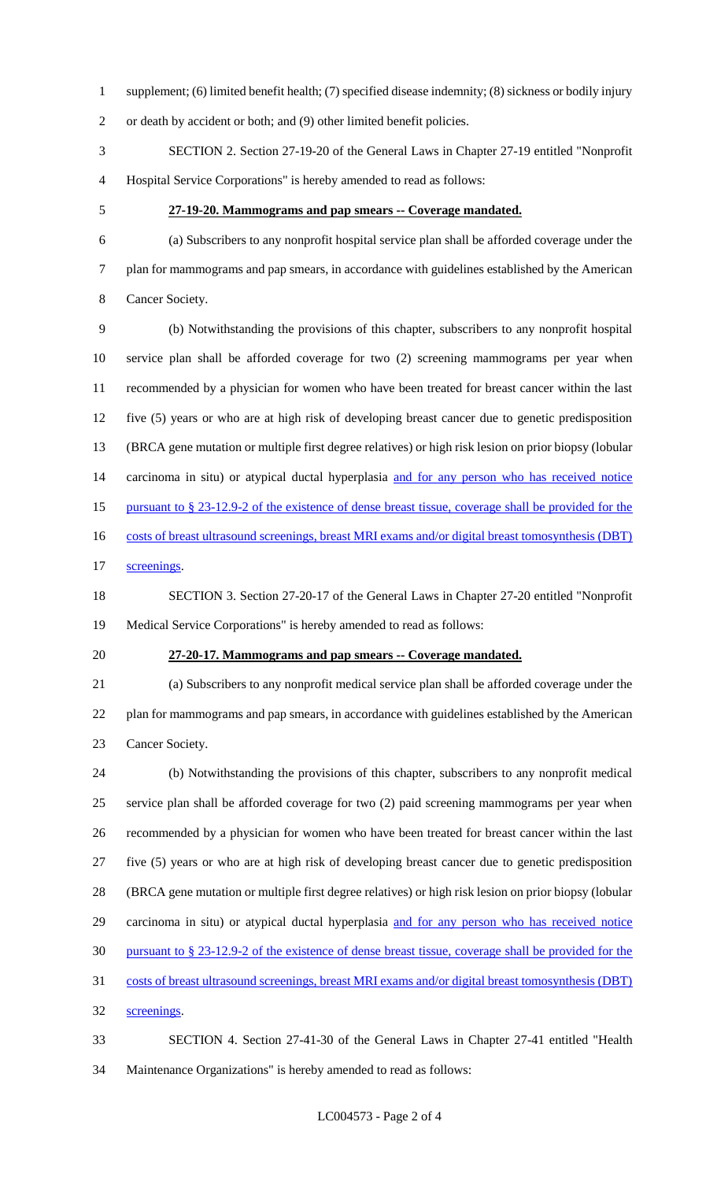supplement; (6) limited benefit health; (7) specified disease indemnity; (8) sickness or bodily injury or death by accident or both; and (9) other limited benefit policies.

SECTION 2. Section 27-19-20 of the General Laws in Chapter 27-19 entitled "Nonprofit Hospital Service Corporations" is hereby amended to read as follows:

**27-19-20. Mammograms and pap smears -- Coverage mandated.**

(a) Subscribers to any nonprofit hospital service plan shall be afforded coverage under the plan for mammograms and pap smears, in accordance with guidelines established by the American Cancer Society.

(b) Notwithstanding the provisions of this chapter, subscribers to any nonprofit hospital service plan shall be afforded coverage for two (2) screening mammograms per year when recommended by a physician for women who have been treated for breast cancer within the last five (5) years or who are at high risk of developing breast cancer due to genetic predisposition (BRCA gene mutation or multiple first degree relatives) or high risk lesion on prior biopsy (lobular carcinoma in situ) or atypical ductal hyperplasia and for any person who has received notice pursuant to § 23-12.9-2 of the existence of dense breast tissue, coverage shall be provided for the costs of breast ultrasound screenings, breast MRI exams and/or digital breast tomosynthesis (DBT) screenings.

SECTION 3. Section 27-20-17 of the General Laws in Chapter 27-20 entitled "Nonprofit Medical Service Corporations" is hereby amended to read as follows:

**27-20-17. Mammograms and pap smears -- Coverage mandated.**

(a) Subscribers to any nonprofit medical service plan shall be afforded coverage under the plan for mammograms and pap smears, in accordance with guidelines established by the American Cancer Society.

(b) Notwithstanding the provisions of this chapter, subscribers to any nonprofit medical service plan shall be afforded coverage for two (2) paid screening mammograms per year when recommended by a physician for women who have been treated for breast cancer within the last five (5) years or who are at high risk of developing breast cancer due to genetic predisposition (BRCA gene mutation or multiple first degree relatives) or high risk lesion on prior biopsy (lobular carcinoma in situ) or atypical ductal hyperplasia and for any person who has received notice pursuant to § 23-12.9-2 of the existence of dense breast tissue, coverage shall be provided for the costs of breast ultrasound screenings, breast MRI exams and/or digital breast tomosynthesis (DBT) screenings.

SECTION 4. Section 27-41-30 of the General Laws in Chapter 27-41 entitled "Health Maintenance Organizations" is hereby amended to read as follows: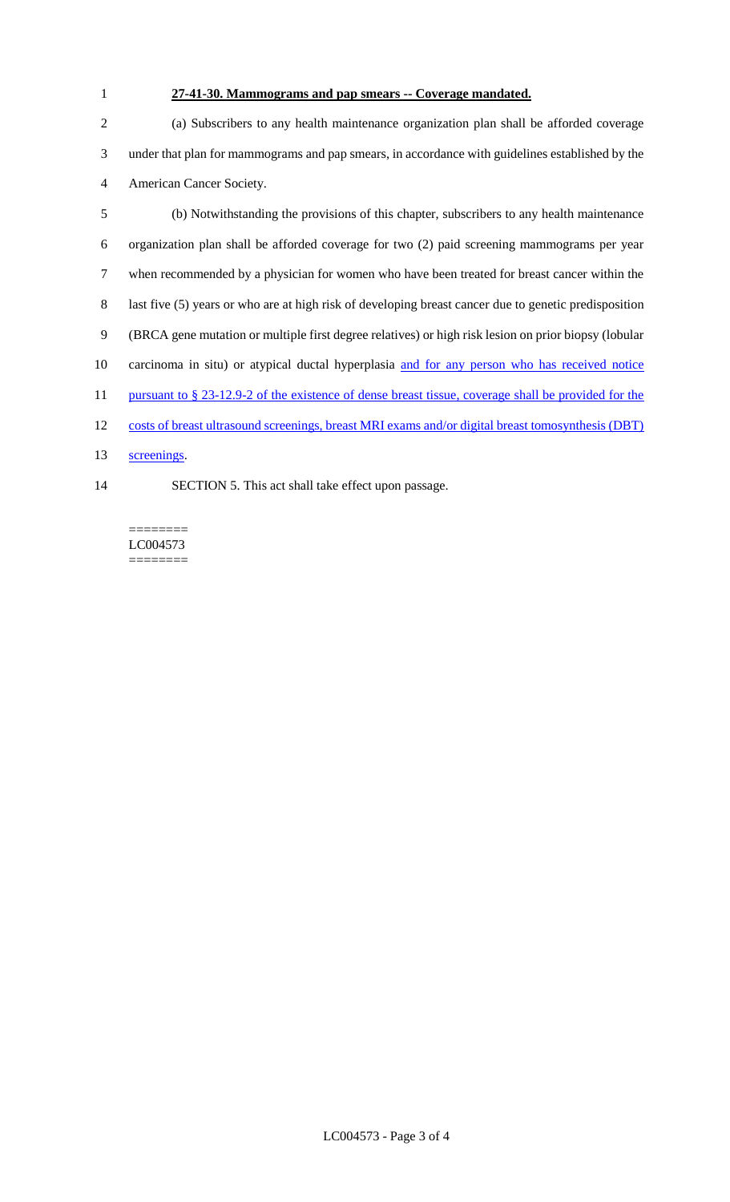**27-41-30. Mammograms and pap smears -- Coverage mandated.**

(a) Subscribers to any health maintenance organization plan shall be afforded coverage under that plan for mammograms and pap smears, in accordance with guidelines established by the American Cancer Society.

(b) Notwithstanding the provisions of this chapter, subscribers to any health maintenance organization plan shall be afforded coverage for two (2) paid screening mammograms per year when recommended by a physician for women who have been treated for breast cancer within the last five (5) years or who are at high risk of developing breast cancer due to genetic predisposition (BRCA gene mutation or multiple first degree relatives) or high risk lesion on prior biopsy (lobular carcinoma in situ) or atypical ductal hyperplasia and for any person who has received notice pursuant to § 23-12.9-2 of the existence of dense breast tissue, coverage shall be provided for the costs of breast ultrasound screenings, breast MRI exams and/or digital breast tomosynthesis (DBT) screenings.

SECTION 5. This act shall take effect upon passage.

========
LC004573
========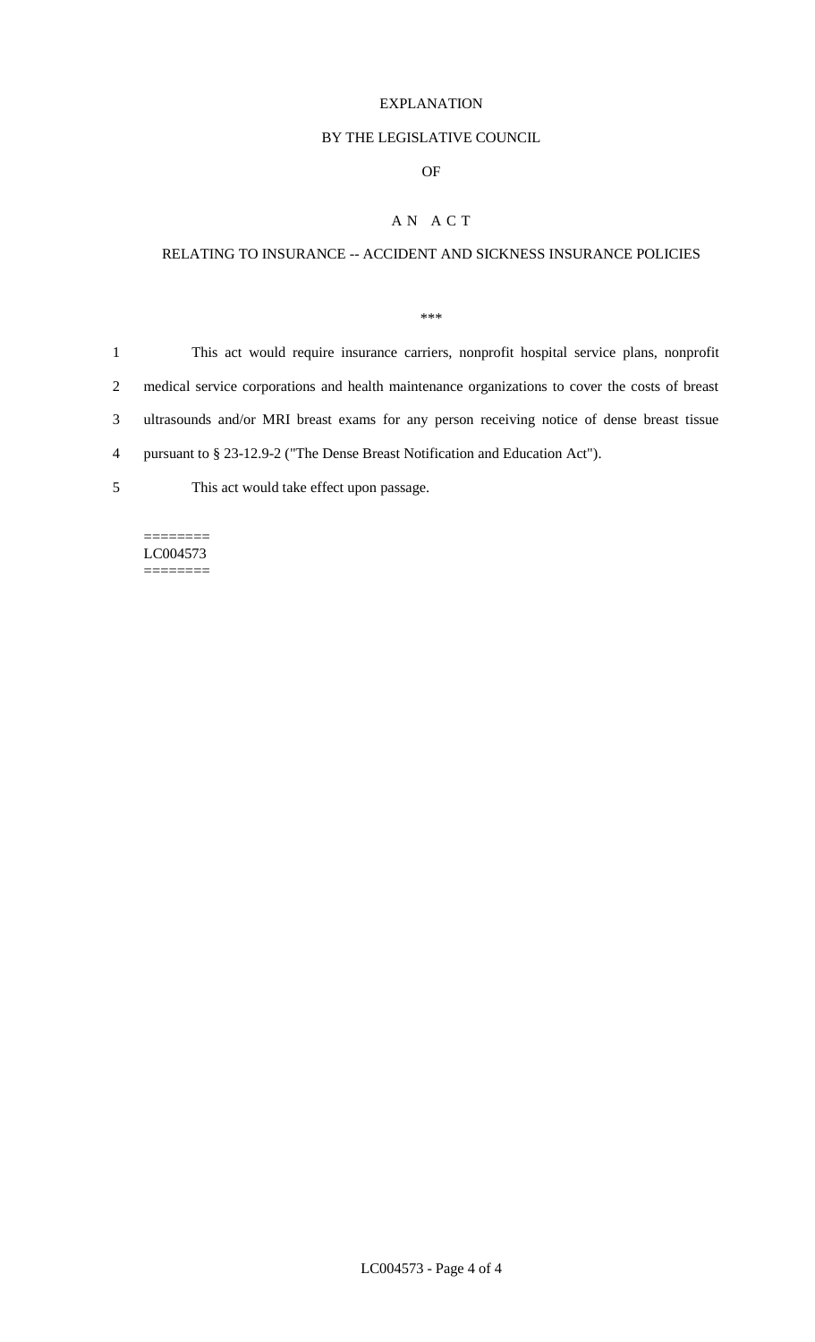EXPLANATION

BY THE LEGISLATIVE COUNCIL

OF

A N A C T

RELATING TO INSURANCE -- ACCIDENT AND SICKNESS INSURANCE POLICIES

***

This act would require insurance carriers, nonprofit hospital service plans, nonprofit medical service corporations and health maintenance organizations to cover the costs of breast ultrasounds and/or MRI breast exams for any person receiving notice of dense breast tissue pursuant to § 23-12.9-2 ("The Dense Breast Notification and Education Act").

This act would take effect upon passage.

========
LC004573
========